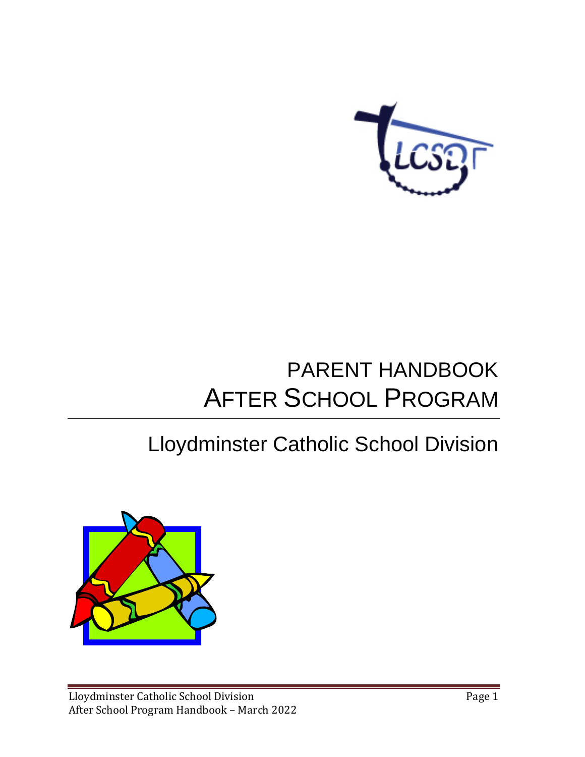# PARENT HANDBOOK

# AFTER SCHOOL PROGRAM

## Lloydminster Catholic School Division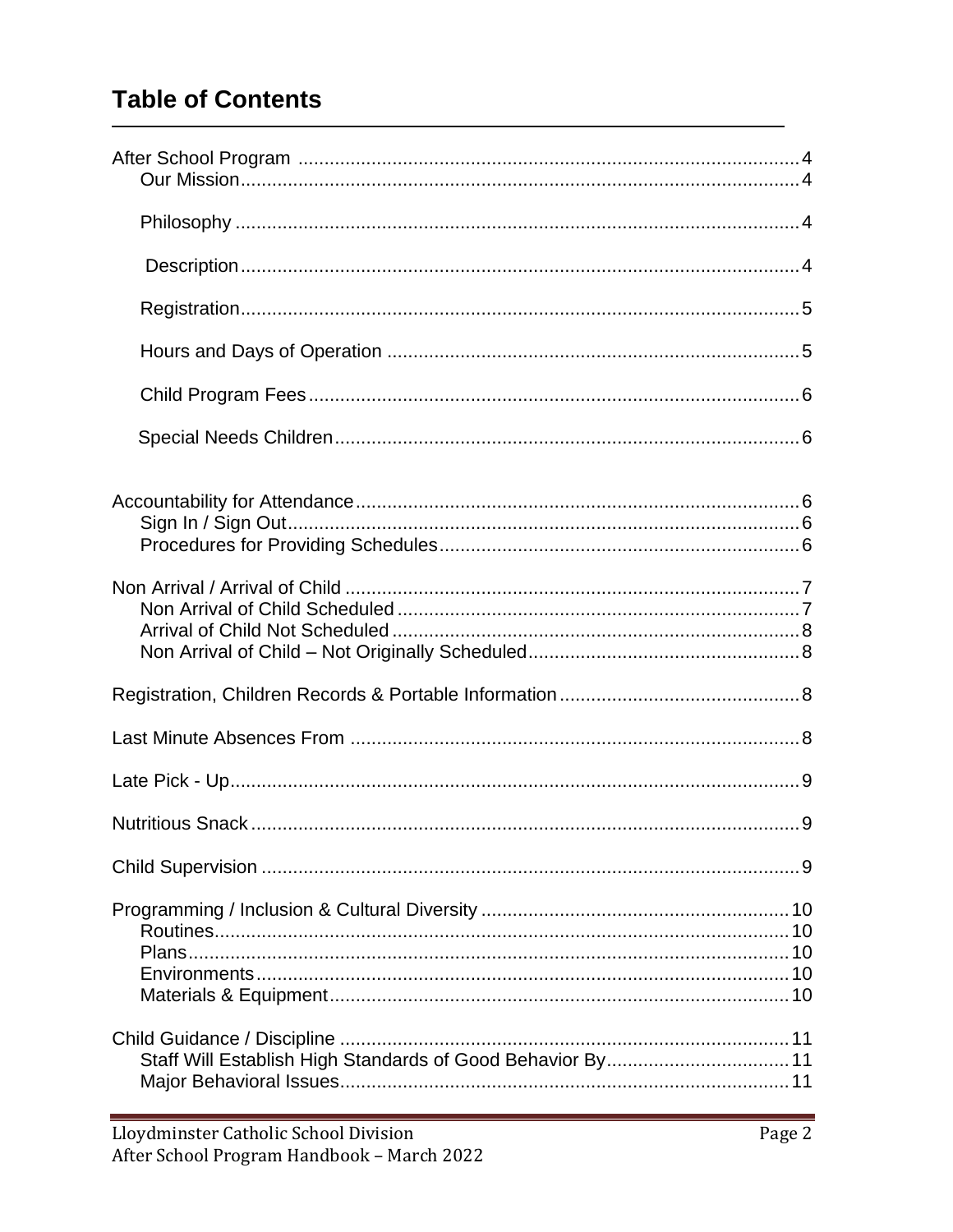# Table of Contents

- After School Program ..... 4
  - Our Mission ..... 4
  - Philosophy ..... 4
  - Description ..... 4
  - Registration ..... 5
  - Hours and Days of Operation ..... 5
  - Child Program Fees ..... 6
  - Special Needs Children ..... 6
- Accountability for Attendance ..... 6
  - Sign In / Sign Out ..... 6
  - Procedures for Providing Schedules ..... 6
- Non Arrival / Arrival of Child ..... 7
  - Non Arrival of Child Scheduled ..... 7
  - Arrival of Child Not Scheduled ..... 8
  - Non Arrival of Child – Not Originally Scheduled ..... 8
- Registration, Children Records & Portable Information ..... 8
- Last Minute Absences From ..... 8
- Late Pick - Up ..... 9
- Nutritious Snack ..... 9
- Child Supervision ..... 9
- Programming / Inclusion & Cultural Diversity ..... 10
  - Routines ..... 10
  - Plans ..... 10
  - Environments ..... 10
  - Materials & Equipment ..... 10
- Child Guidance / Discipline ..... 11
  - Staff Will Establish High Standards of Good Behavior By ..... 11
  - Major Behavioral Issues ..... 11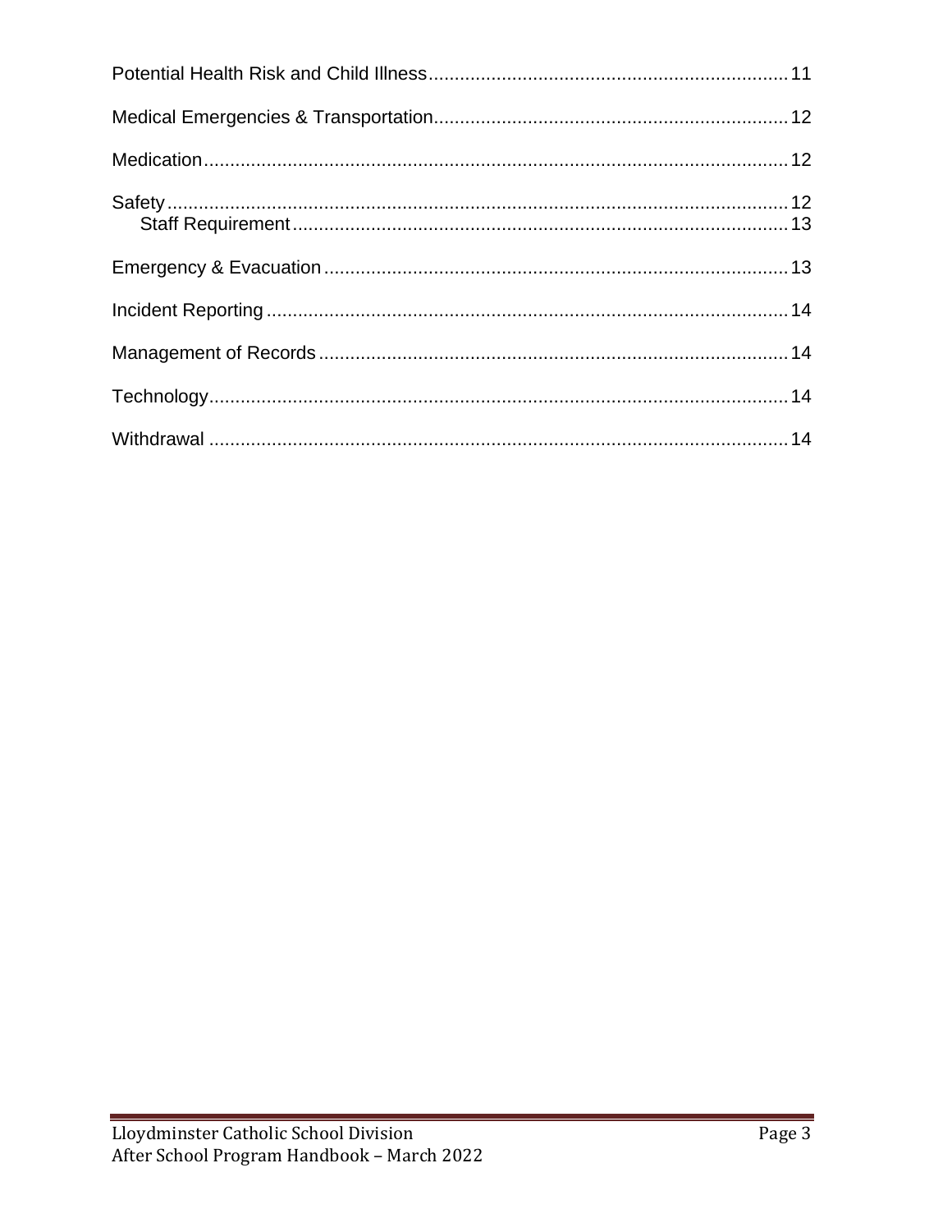Potential Health Risk and Child Illness.................................................................... 11

Medical Emergencies & Transportation.................................................................... 12

Medication................................................................................................................ 12

Safety........................................................................................................................ 12
    Staff Requirement.................................................................................................. 13

Emergency & Evacuation.......................................................................................... 13

Incident Reporting..................................................................................................... 14

Management of Records........................................................................................... 14

Technology................................................................................................................ 14

Withdrawal ................................................................................................................ 14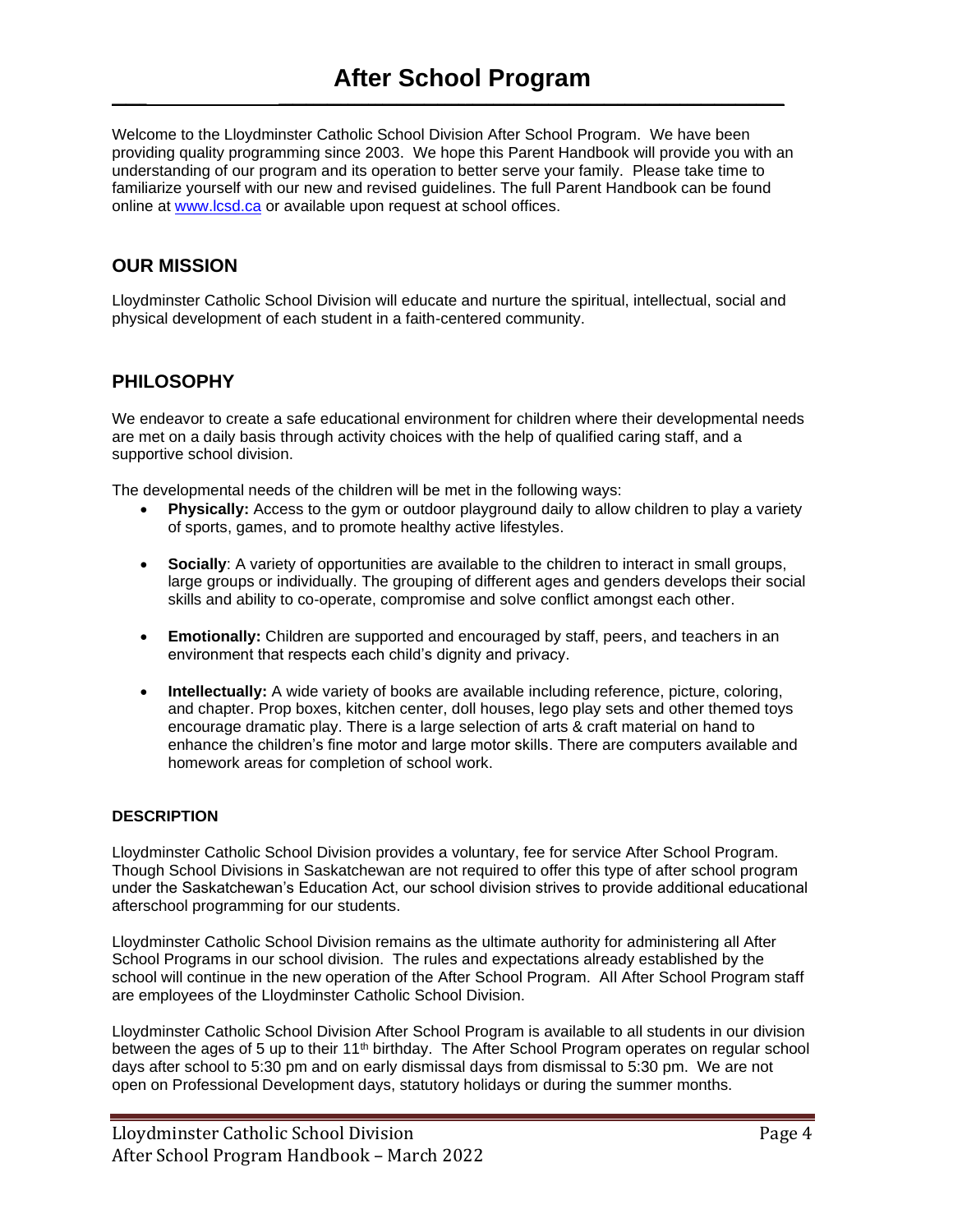# After School Program

Welcome to the Lloydminster Catholic School Division After School Program. We have been providing quality programming since 2003. We hope this Parent Handbook will provide you with an understanding of our program and its operation to better serve your family. Please take time to familiarize yourself with our new and revised guidelines. The full Parent Handbook can be found online at [www.lcsd.ca](http://www.lcsd.ca) or available upon request at school offices.

## OUR MISSION

Lloydminster Catholic School Division will educate and nurture the spiritual, intellectual, social and physical development of each student in a faith-centered community.

## PHILOSOPHY

We endeavor to create a safe educational environment for children where their developmental needs are met on a daily basis through activity choices with the help of qualified caring staff, and a supportive school division.

The developmental needs of the children will be met in the following ways:

- **Physically:** Access to the gym or outdoor playground daily to allow children to play a variety of sports, games, and to promote healthy active lifestyles.
- **Socially**: A variety of opportunities are available to the children to interact in small groups, large groups or individually. The grouping of different ages and genders develops their social skills and ability to co-operate, compromise and solve conflict amongst each other.
- **Emotionally:** Children are supported and encouraged by staff, peers, and teachers in an environment that respects each child's dignity and privacy.
- **Intellectually:** A wide variety of books are available including reference, picture, coloring, and chapter. Prop boxes, kitchen center, doll houses, lego play sets and other themed toys encourage dramatic play. There is a large selection of arts & craft material on hand to enhance the children's fine motor and large motor skills. There are computers available and homework areas for completion of school work.

### DESCRIPTION

Lloydminster Catholic School Division provides a voluntary, fee for service After School Program. Though School Divisions in Saskatchewan are not required to offer this type of after school program under the Saskatchewan's Education Act, our school division strives to provide additional educational afterschool programming for our students.

Lloydminster Catholic School Division remains as the ultimate authority for administering all After School Programs in our school division. The rules and expectations already established by the school will continue in the new operation of the After School Program. All After School Program staff are employees of the Lloydminster Catholic School Division.

Lloydminster Catholic School Division After School Program is available to all students in our division between the ages of 5 up to their 11th birthday. The After School Program operates on regular school days after school to 5:30 pm and on early dismissal days from dismissal to 5:30 pm. We are not open on Professional Development days, statutory holidays or during the summer months.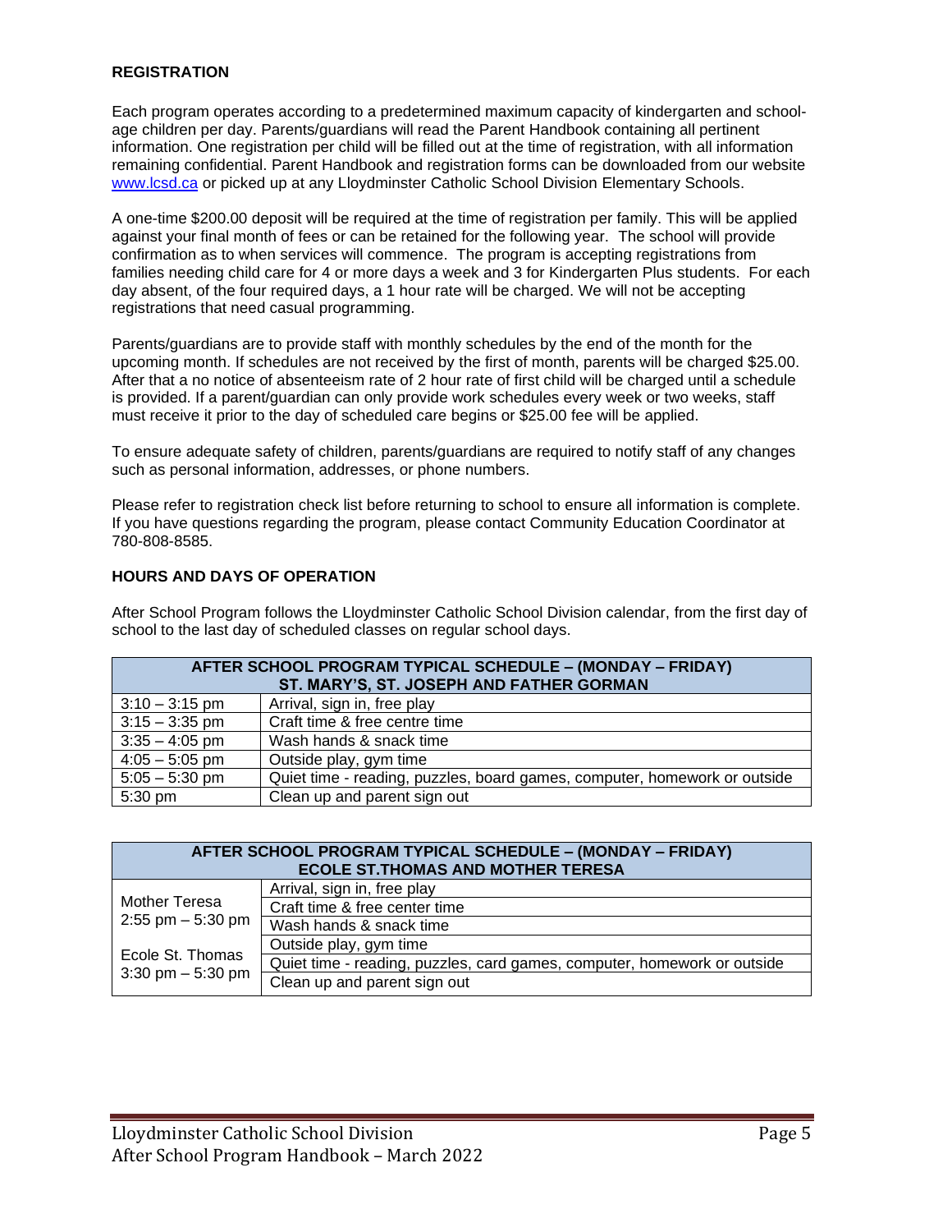## REGISTRATION

Each program operates according to a predetermined maximum capacity of kindergarten and school-age children per day. Parents/guardians will read the Parent Handbook containing all pertinent information. One registration per child will be filled out at the time of registration, with all information remaining confidential. Parent Handbook and registration forms can be downloaded from our website www.lcsd.ca or picked up at any Lloydminster Catholic School Division Elementary Schools.

A one-time $200.00 deposit will be required at the time of registration per family. This will be applied against your final month of fees or can be retained for the following year. The school will provide confirmation as to when services will commence. The program is accepting registrations from families needing child care for 4 or more days a week and 3 for Kindergarten Plus students. For each day absent, of the four required days, a 1 hour rate will be charged. We will not be accepting registrations that need casual programming.

Parents/guardians are to provide staff with monthly schedules by the end of the month for the upcoming month. If schedules are not received by the first of month, parents will be charged $25.00. After that a no notice of absenteeism rate of 2 hour rate of first child will be charged until a schedule is provided. If a parent/guardian can only provide work schedules every week or two weeks, staff must receive it prior to the day of scheduled care begins or $25.00 fee will be applied.

To ensure adequate safety of children, parents/guardians are required to notify staff of any changes such as personal information, addresses, or phone numbers.

Please refer to registration check list before returning to school to ensure all information is complete. If you have questions regarding the program, please contact Community Education Coordinator at 780-808-8585.

## HOURS AND DAYS OF OPERATION

After School Program follows the Lloydminster Catholic School Division calendar, from the first day of school to the last day of scheduled classes on regular school days.

| AFTER SCHOOL PROGRAM TYPICAL SCHEDULE – (MONDAY – FRIDAY) ST. MARY'S, ST. JOSEPH AND FATHER GORMAN | |
|---|---|
| 3:10 – 3:15 pm | Arrival, sign in, free play |
| 3:15 – 3:35 pm | Craft time & free centre time |
| 3:35 – 4:05 pm | Wash hands & snack time |
| 4:05 – 5:05 pm | Outside play, gym time |
| 5:05 – 5:30 pm | Quiet time - reading, puzzles, board games, computer, homework or outside |
| 5:30 pm | Clean up and parent sign out |

| AFTER SCHOOL PROGRAM TYPICAL SCHEDULE – (MONDAY – FRIDAY) ECOLE ST.THOMAS AND MOTHER TERESA | |
|---|---|
| Mother Teresa 2:55 pm – 5:30 pm | Arrival, sign in, free play |
| | Craft time & free center time |
| | Wash hands & snack time |
| Ecole St. Thomas 3:30 pm – 5:30 pm | Outside play, gym time |
| | Quiet time - reading, puzzles, card games, computer, homework or outside |
| | Clean up and parent sign out |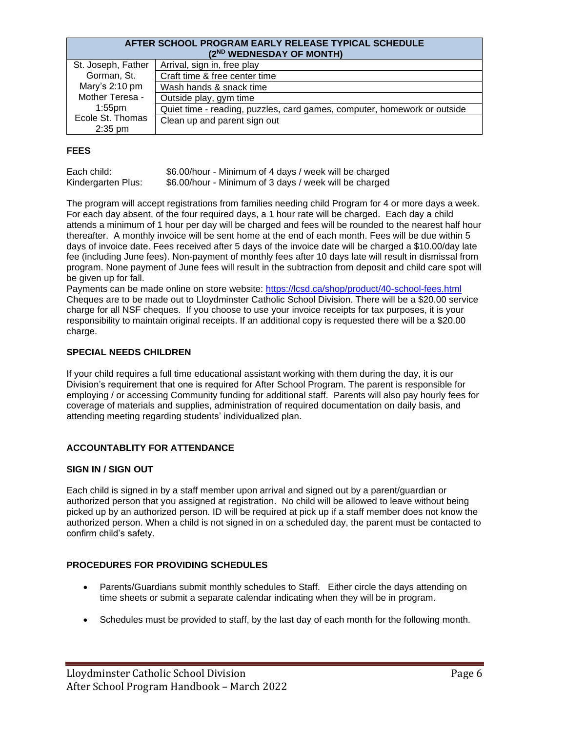| AFTER SCHOOL PROGRAM EARLY RELEASE TYPICAL SCHEDULE (2ND WEDNESDAY OF MONTH) | |
|---|---|
| St. Joseph, Father Gorman, St. Mary's 2:10 pm Mother Teresa - 1:55pm Ecole St. Thomas 2:35 pm | Arrival, sign in, free play |
| | Craft time & free center time |
| | Wash hands & snack time |
| | Outside play, gym time |
| | Quiet time - reading, puzzles, card games, computer, homework or outside |
| | Clean up and parent sign out |

## FEES

| | |
|---|---|
| Each child: | $6.00/hour - Minimum of 4 days / week will be charged |
| Kindergarten Plus: | $6.00/hour - Minimum of 3 days / week will be charged |

The program will accept registrations from families needing child Program for 4 or more days a week. For each day absent, of the four required days, a 1 hour rate will be charged. Each day a child attends a minimum of 1 hour per day will be charged and fees will be rounded to the nearest half hour thereafter. A monthly invoice will be sent home at the end of each month. Fees will be due within 5 days of invoice date. Fees received after 5 days of the invoice date will be charged a $10.00/day late fee (including June fees). Non-payment of monthly fees after 10 days late will result in dismissal from program. None payment of June fees will result in the subtraction from deposit and child care spot will be given up for fall.

Payments can be made online on store website: https://lcsd.ca/shop/product/40-school-fees.html
Cheques are to be made out to Lloydminster Catholic School Division. There will be a $20.00 service charge for all NSF cheques. If you choose to use your invoice receipts for tax purposes, it is your responsibility to maintain original receipts. If an additional copy is requested there will be a $20.00 charge.

## SPECIAL NEEDS CHILDREN

If your child requires a full time educational assistant working with them during the day, it is our Division's requirement that one is required for After School Program. The parent is responsible for employing / or accessing Community funding for additional staff. Parents will also pay hourly fees for coverage of materials and supplies, administration of required documentation on daily basis, and attending meeting regarding students' individualized plan.

## ACCOUNTABLITY FOR ATTENDANCE

### SIGN IN / SIGN OUT

Each child is signed in by a staff member upon arrival and signed out by a parent/guardian or authorized person that you assigned at registration. No child will be allowed to leave without being picked up by an authorized person. ID will be required at pick up if a staff member does not know the authorized person. When a child is not signed in on a scheduled day, the parent must be contacted to confirm child's safety.

### PROCEDURES FOR PROVIDING SCHEDULES

- Parents/Guardians submit monthly schedules to Staff. Either circle the days attending on time sheets or submit a separate calendar indicating when they will be in program.
- Schedules must be provided to staff, by the last day of each month for the following month.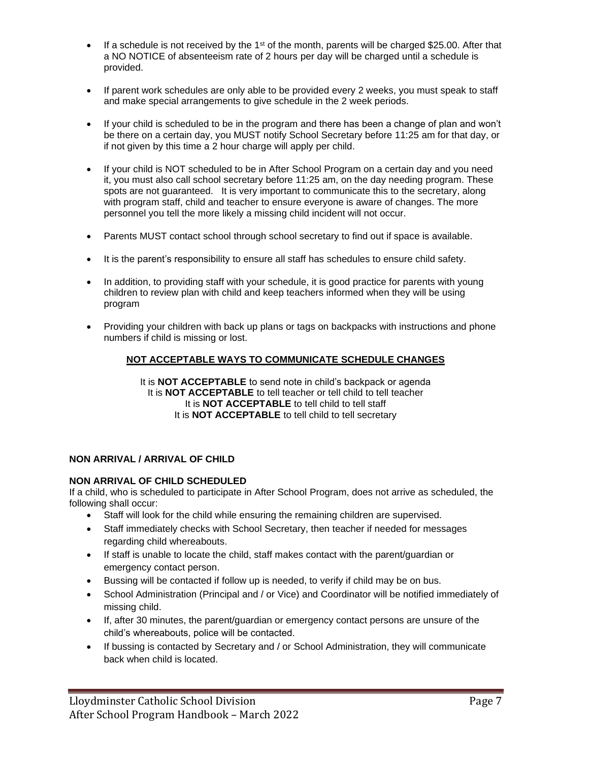- If a schedule is not received by the 1st of the month, parents will be charged $25.00. After that a NO NOTICE of absenteeism rate of 2 hours per day will be charged until a schedule is provided.
- If parent work schedules are only able to be provided every 2 weeks, you must speak to staff and make special arrangements to give schedule in the 2 week periods.
- If your child is scheduled to be in the program and there has been a change of plan and won't be there on a certain day, you MUST notify School Secretary before 11:25 am for that day, or if not given by this time a 2 hour charge will apply per child.
- If your child is NOT scheduled to be in After School Program on a certain day and you need it, you must also call school secretary before 11:25 am, on the day needing program. These spots are not guaranteed. It is very important to communicate this to the secretary, along with program staff, child and teacher to ensure everyone is aware of changes. The more personnel you tell the more likely a missing child incident will not occur.
- Parents MUST contact school through school secretary to find out if space is available.
- It is the parent's responsibility to ensure all staff has schedules to ensure child safety.
- In addition, to providing staff with your schedule, it is good practice for parents with young children to review plan with child and keep teachers informed when they will be using program
- Providing your children with back up plans or tags on backpacks with instructions and phone numbers if child is missing or lost.

**NOT ACCEPTABLE WAYS TO COMMUNICATE SCHEDULE CHANGES**

It is **NOT ACCEPTABLE** to send note in child's backpack or agenda
It is **NOT ACCEPTABLE** to tell teacher or tell child to tell teacher
It is **NOT ACCEPTABLE** to tell child to tell staff
It is **NOT ACCEPTABLE** to tell child to tell secretary

## NON ARRIVAL / ARRIVAL OF CHILD

### NON ARRIVAL OF CHILD SCHEDULED

If a child, who is scheduled to participate in After School Program, does not arrive as scheduled, the following shall occur:

- Staff will look for the child while ensuring the remaining children are supervised.
- Staff immediately checks with School Secretary, then teacher if needed for messages regarding child whereabouts.
- If staff is unable to locate the child, staff makes contact with the parent/guardian or emergency contact person.
- Bussing will be contacted if follow up is needed, to verify if child may be on bus.
- School Administration (Principal and / or Vice) and Coordinator will be notified immediately of missing child.
- If, after 30 minutes, the parent/guardian or emergency contact persons are unsure of the child's whereabouts, police will be contacted.
- If bussing is contacted by Secretary and / or School Administration, they will communicate back when child is located.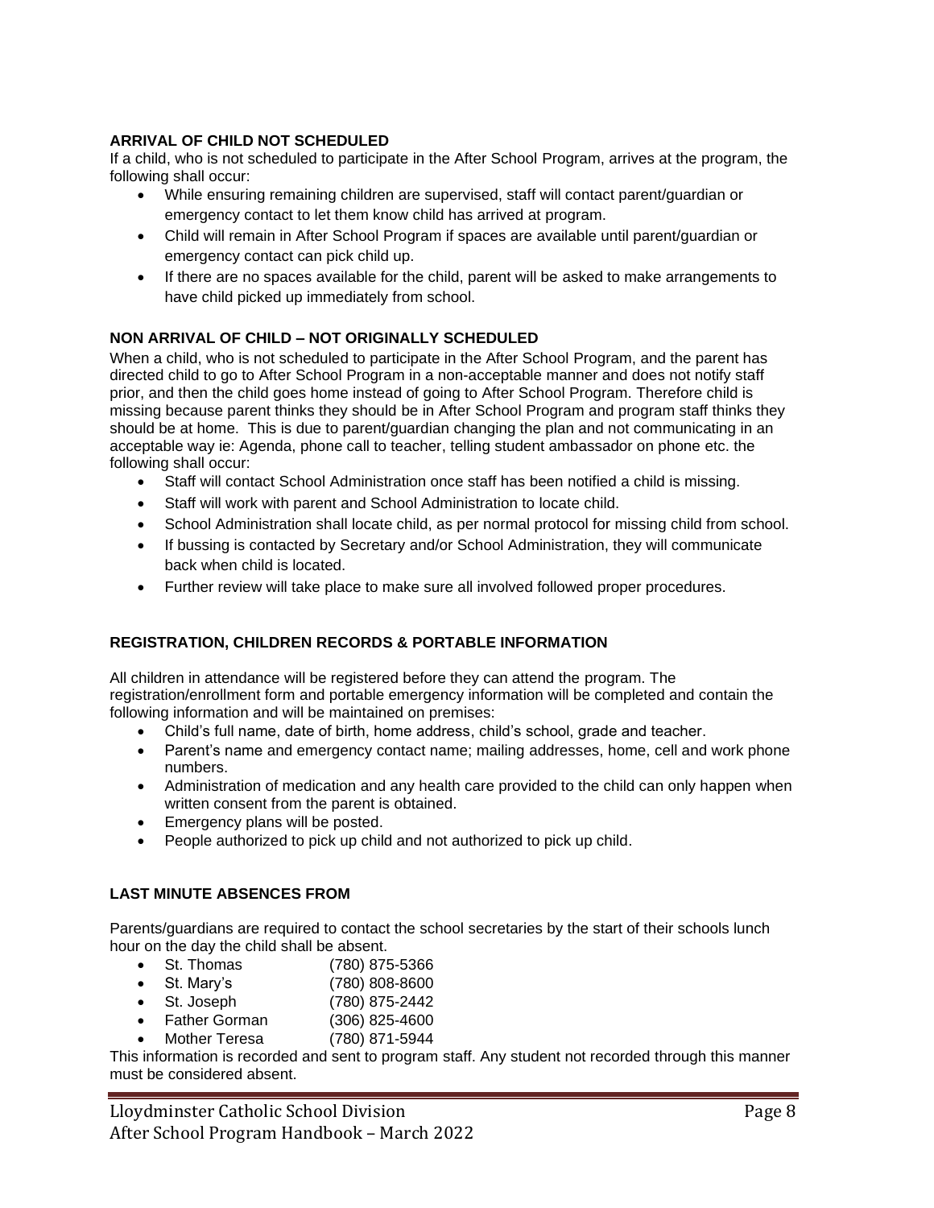## ARRIVAL OF CHILD NOT SCHEDULED

If a child, who is not scheduled to participate in the After School Program, arrives at the program, the following shall occur:

- While ensuring remaining children are supervised, staff will contact parent/guardian or emergency contact to let them know child has arrived at program.
- Child will remain in After School Program if spaces are available until parent/guardian or emergency contact can pick child up.
- If there are no spaces available for the child, parent will be asked to make arrangements to have child picked up immediately from school.

## NON ARRIVAL OF CHILD – NOT ORIGINALLY SCHEDULED

When a child, who is not scheduled to participate in the After School Program, and the parent has directed child to go to After School Program in a non-acceptable manner and does not notify staff prior, and then the child goes home instead of going to After School Program. Therefore child is missing because parent thinks they should be in After School Program and program staff thinks they should be at home. This is due to parent/guardian changing the plan and not communicating in an acceptable way ie: Agenda, phone call to teacher, telling student ambassador on phone etc. the following shall occur:

- Staff will contact School Administration once staff has been notified a child is missing.
- Staff will work with parent and School Administration to locate child.
- School Administration shall locate child, as per normal protocol for missing child from school.
- If bussing is contacted by Secretary and/or School Administration, they will communicate back when child is located.
- Further review will take place to make sure all involved followed proper procedures.

## REGISTRATION, CHILDREN RECORDS & PORTABLE INFORMATION

All children in attendance will be registered before they can attend the program. The registration/enrollment form and portable emergency information will be completed and contain the following information and will be maintained on premises:

- Child's full name, date of birth, home address, child's school, grade and teacher.
- Parent's name and emergency contact name; mailing addresses, home, cell and work phone numbers.
- Administration of medication and any health care provided to the child can only happen when written consent from the parent is obtained.
- Emergency plans will be posted.
- People authorized to pick up child and not authorized to pick up child.

## LAST MINUTE ABSENCES FROM

Parents/guardians are required to contact the school secretaries by the start of their schools lunch hour on the day the child shall be absent.

- St. Thomas (780) 875-5366
- St. Mary's (780) 808-8600
- St. Joseph (780) 875-2442
- Father Gorman (306) 825-4600
- Mother Teresa (780) 871-5944

This information is recorded and sent to program staff. Any student not recorded through this manner must be considered absent.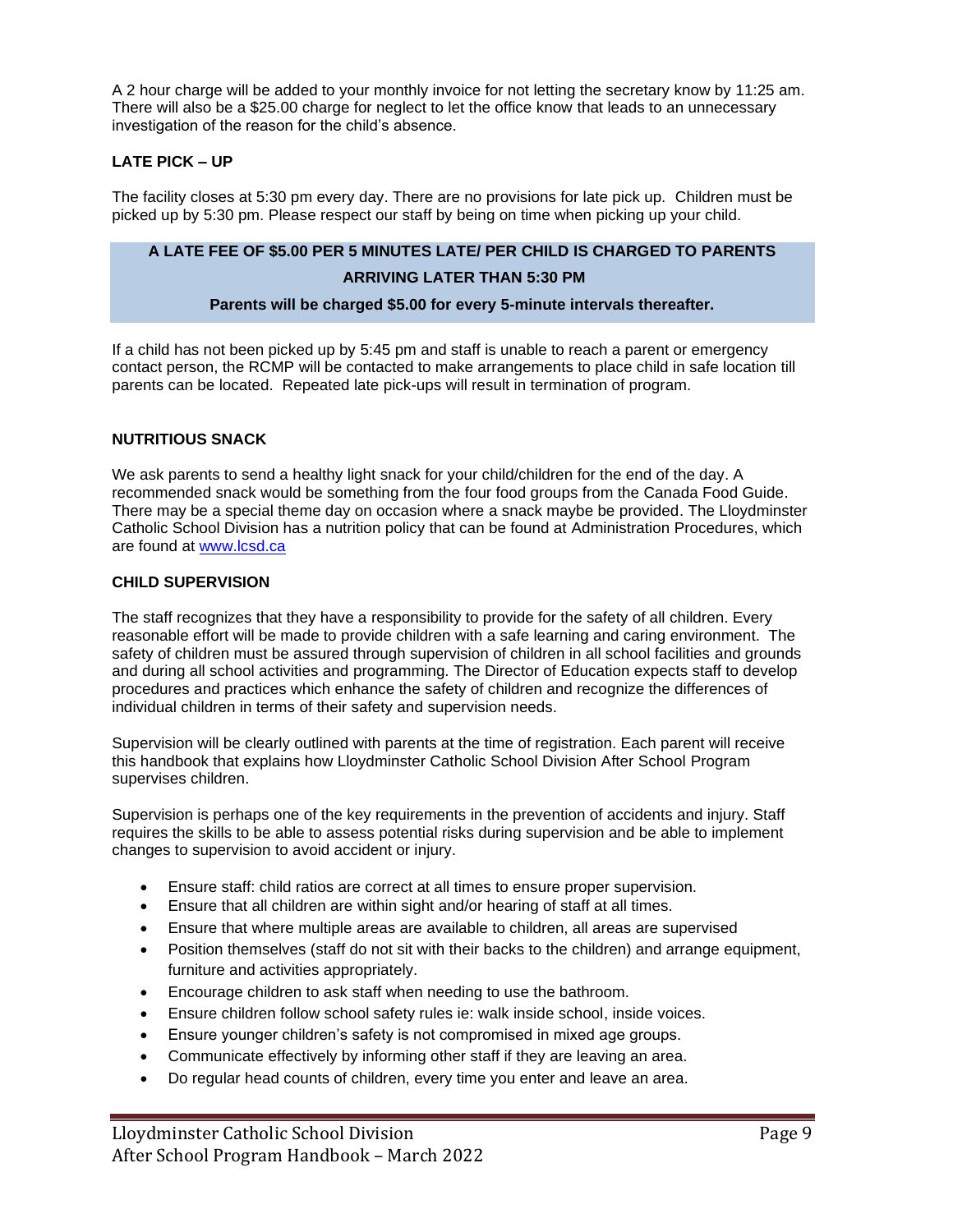A 2 hour charge will be added to your monthly invoice for not letting the secretary know by 11:25 am. There will also be a $25.00 charge for neglect to let the office know that leads to an unnecessary investigation of the reason for the child's absence.

### LATE PICK – UP

The facility closes at 5:30 pm every day. There are no provisions for late pick up. Children must be picked up by 5:30 pm. Please respect our staff by being on time when picking up your child.

**A LATE FEE OF $5.00 PER 5 MINUTES LATE/ PER CHILD IS CHARGED TO PARENTS ARRIVING LATER THAN 5:30 PM**

**Parents will be charged $5.00 for every 5-minute intervals thereafter.**

If a child has not been picked up by 5:45 pm and staff is unable to reach a parent or emergency contact person, the RCMP will be contacted to make arrangements to place child in safe location till parents can be located. Repeated late pick-ups will result in termination of program.

### NUTRITIOUS SNACK

We ask parents to send a healthy light snack for your child/children for the end of the day. A recommended snack would be something from the four food groups from the Canada Food Guide. There may be a special theme day on occasion where a snack maybe be provided. The Lloydminster Catholic School Division has a nutrition policy that can be found at Administration Procedures, which are found at [www.lcsd.ca](http://www.lcsd.ca)

### CHILD SUPERVISION

The staff recognizes that they have a responsibility to provide for the safety of all children. Every reasonable effort will be made to provide children with a safe learning and caring environment. The safety of children must be assured through supervision of children in all school facilities and grounds and during all school activities and programming. The Director of Education expects staff to develop procedures and practices which enhance the safety of children and recognize the differences of individual children in terms of their safety and supervision needs.

Supervision will be clearly outlined with parents at the time of registration. Each parent will receive this handbook that explains how Lloydminster Catholic School Division After School Program supervises children.

Supervision is perhaps one of the key requirements in the prevention of accidents and injury. Staff requires the skills to be able to assess potential risks during supervision and be able to implement changes to supervision to avoid accident or injury.

- Ensure staff: child ratios are correct at all times to ensure proper supervision.
- Ensure that all children are within sight and/or hearing of staff at all times.
- Ensure that where multiple areas are available to children, all areas are supervised
- Position themselves (staff do not sit with their backs to the children) and arrange equipment, furniture and activities appropriately.
- Encourage children to ask staff when needing to use the bathroom.
- Ensure children follow school safety rules ie: walk inside school, inside voices.
- Ensure younger children's safety is not compromised in mixed age groups.
- Communicate effectively by informing other staff if they are leaving an area.
- Do regular head counts of children, every time you enter and leave an area.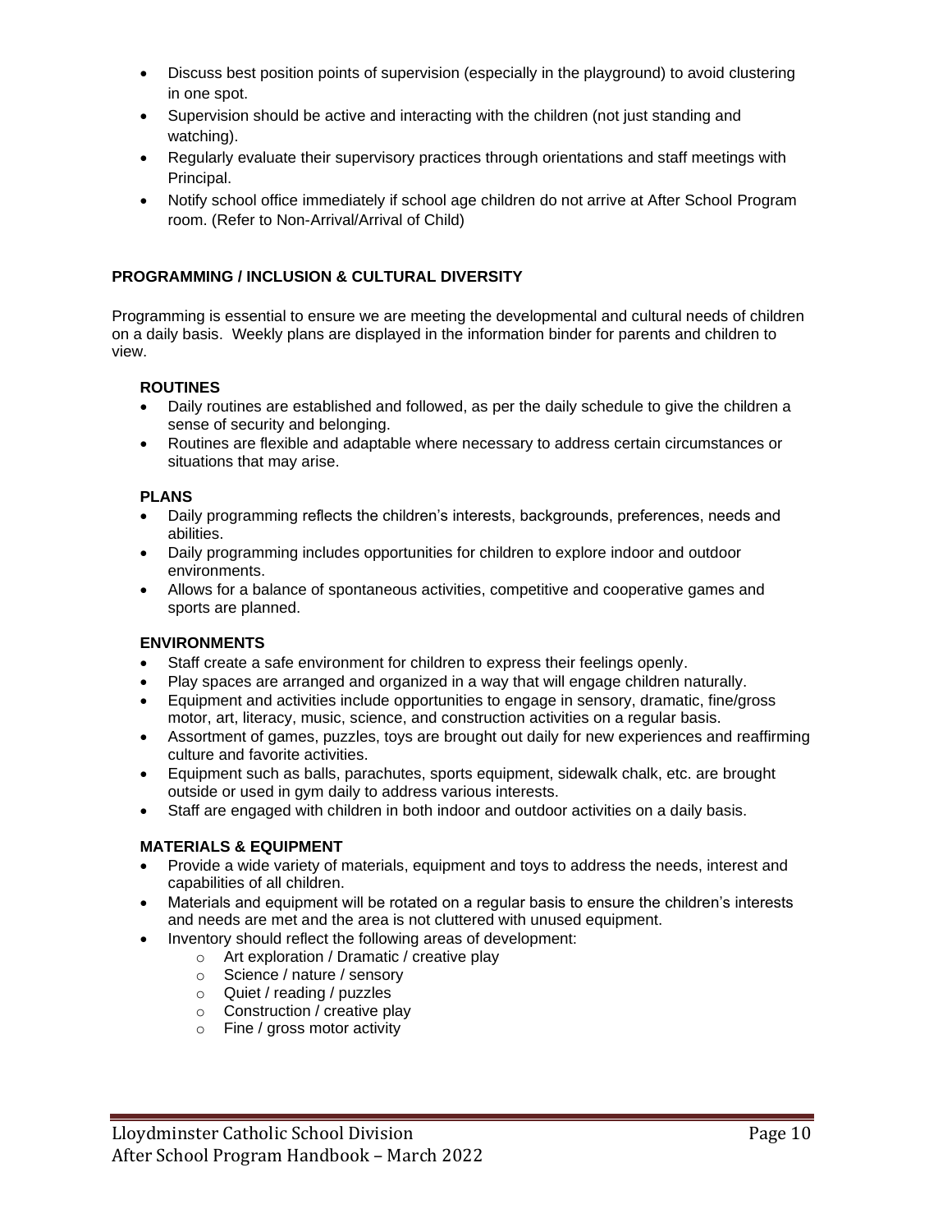- Discuss best position points of supervision (especially in the playground) to avoid clustering in one spot.
- Supervision should be active and interacting with the children (not just standing and watching).
- Regularly evaluate their supervisory practices through orientations and staff meetings with Principal.
- Notify school office immediately if school age children do not arrive at After School Program room. (Refer to Non-Arrival/Arrival of Child)

## PROGRAMMING / INCLUSION & CULTURAL DIVERSITY

Programming is essential to ensure we are meeting the developmental and cultural needs of children on a daily basis. Weekly plans are displayed in the information binder for parents and children to view.

### ROUTINES

- Daily routines are established and followed, as per the daily schedule to give the children a sense of security and belonging.
- Routines are flexible and adaptable where necessary to address certain circumstances or situations that may arise.

### PLANS

- Daily programming reflects the children's interests, backgrounds, preferences, needs and abilities.
- Daily programming includes opportunities for children to explore indoor and outdoor environments.
- Allows for a balance of spontaneous activities, competitive and cooperative games and sports are planned.

### ENVIRONMENTS

- Staff create a safe environment for children to express their feelings openly.
- Play spaces are arranged and organized in a way that will engage children naturally.
- Equipment and activities include opportunities to engage in sensory, dramatic, fine/gross motor, art, literacy, music, science, and construction activities on a regular basis.
- Assortment of games, puzzles, toys are brought out daily for new experiences and reaffirming culture and favorite activities.
- Equipment such as balls, parachutes, sports equipment, sidewalk chalk, etc. are brought outside or used in gym daily to address various interests.
- Staff are engaged with children in both indoor and outdoor activities on a daily basis.

### MATERIALS & EQUIPMENT

- Provide a wide variety of materials, equipment and toys to address the needs, interest and capabilities of all children.
- Materials and equipment will be rotated on a regular basis to ensure the children's interests and needs are met and the area is not cluttered with unused equipment.
- Inventory should reflect the following areas of development:
  - Art exploration / Dramatic / creative play
  - Science / nature / sensory
  - Quiet / reading / puzzles
  - Construction / creative play
  - Fine / gross motor activity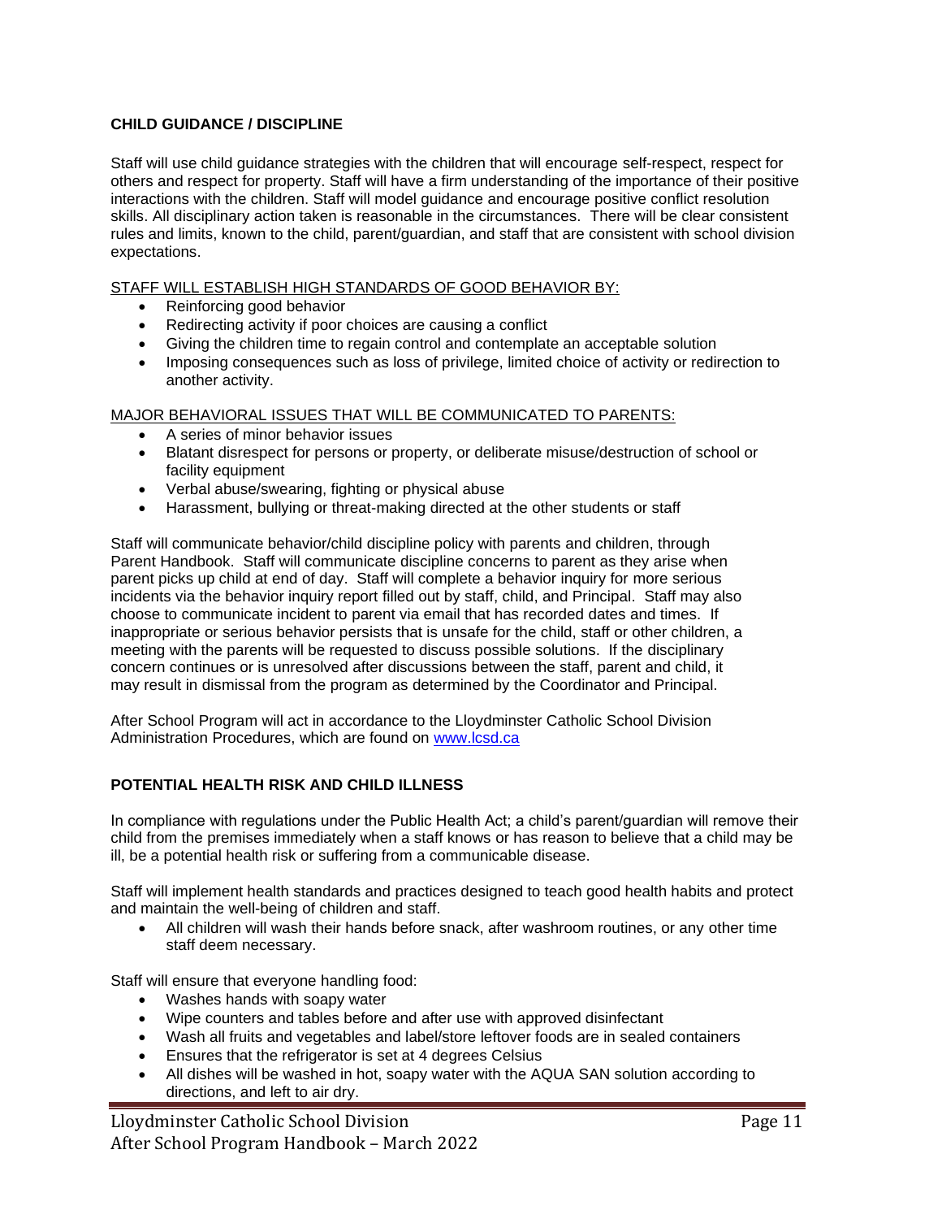## CHILD GUIDANCE / DISCIPLINE

Staff will use child guidance strategies with the children that will encourage self-respect, respect for others and respect for property. Staff will have a firm understanding of the importance of their positive interactions with the children. Staff will model guidance and encourage positive conflict resolution skills. All disciplinary action taken is reasonable in the circumstances. There will be clear consistent rules and limits, known to the child, parent/guardian, and staff that are consistent with school division expectations.

STAFF WILL ESTABLISH HIGH STANDARDS OF GOOD BEHAVIOR BY:

- Reinforcing good behavior
- Redirecting activity if poor choices are causing a conflict
- Giving the children time to regain control and contemplate an acceptable solution
- Imposing consequences such as loss of privilege, limited choice of activity or redirection to another activity.

MAJOR BEHAVIORAL ISSUES THAT WILL BE COMMUNICATED TO PARENTS:

- A series of minor behavior issues
- Blatant disrespect for persons or property, or deliberate misuse/destruction of school or facility equipment
- Verbal abuse/swearing, fighting or physical abuse
- Harassment, bullying or threat-making directed at the other students or staff

Staff will communicate behavior/child discipline policy with parents and children, through Parent Handbook. Staff will communicate discipline concerns to parent as they arise when parent picks up child at end of day. Staff will complete a behavior inquiry for more serious incidents via the behavior inquiry report filled out by staff, child, and Principal. Staff may also choose to communicate incident to parent via email that has recorded dates and times. If inappropriate or serious behavior persists that is unsafe for the child, staff or other children, a meeting with the parents will be requested to discuss possible solutions. If the disciplinary concern continues or is unresolved after discussions between the staff, parent and child, it may result in dismissal from the program as determined by the Coordinator and Principal.

After School Program will act in accordance to the Lloydminster Catholic School Division Administration Procedures, which are found on www.lcsd.ca

## POTENTIAL HEALTH RISK AND CHILD ILLNESS

In compliance with regulations under the Public Health Act; a child's parent/guardian will remove their child from the premises immediately when a staff knows or has reason to believe that a child may be ill, be a potential health risk or suffering from a communicable disease.

Staff will implement health standards and practices designed to teach good health habits and protect and maintain the well-being of children and staff.

- All children will wash their hands before snack, after washroom routines, or any other time staff deem necessary.

Staff will ensure that everyone handling food:

- Washes hands with soapy water
- Wipe counters and tables before and after use with approved disinfectant
- Wash all fruits and vegetables and label/store leftover foods are in sealed containers
- Ensures that the refrigerator is set at 4 degrees Celsius
- All dishes will be washed in hot, soapy water with the AQUA SAN solution according to directions, and left to air dry.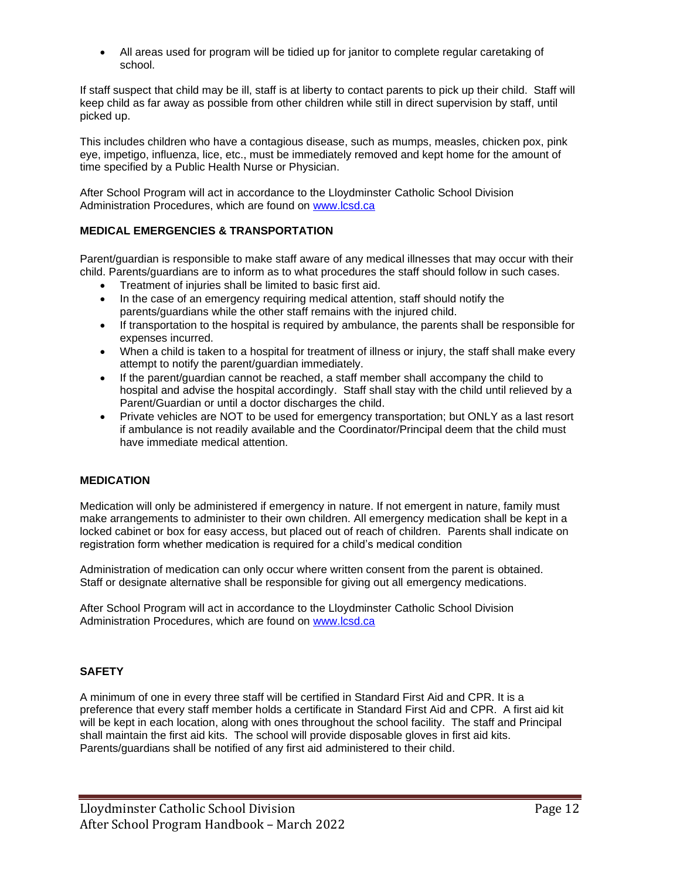- All areas used for program will be tidied up for janitor to complete regular caretaking of school.

If staff suspect that child may be ill, staff is at liberty to contact parents to pick up their child. Staff will keep child as far away as possible from other children while still in direct supervision by staff, until picked up.

This includes children who have a contagious disease, such as mumps, measles, chicken pox, pink eye, impetigo, influenza, lice, etc., must be immediately removed and kept home for the amount of time specified by a Public Health Nurse or Physician.

After School Program will act in accordance to the Lloydminster Catholic School Division Administration Procedures, which are found on www.lcsd.ca

**MEDICAL EMERGENCIES & TRANSPORTATION**

Parent/guardian is responsible to make staff aware of any medical illnesses that may occur with their child. Parents/guardians are to inform as to what procedures the staff should follow in such cases.

- Treatment of injuries shall be limited to basic first aid.
- In the case of an emergency requiring medical attention, staff should notify the parents/guardians while the other staff remains with the injured child.
- If transportation to the hospital is required by ambulance, the parents shall be responsible for expenses incurred.
- When a child is taken to a hospital for treatment of illness or injury, the staff shall make every attempt to notify the parent/guardian immediately.
- If the parent/guardian cannot be reached, a staff member shall accompany the child to hospital and advise the hospital accordingly. Staff shall stay with the child until relieved by a Parent/Guardian or until a doctor discharges the child.
- Private vehicles are NOT to be used for emergency transportation; but ONLY as a last resort if ambulance is not readily available and the Coordinator/Principal deem that the child must have immediate medical attention.

**MEDICATION**

Medication will only be administered if emergency in nature. If not emergent in nature, family must make arrangements to administer to their own children. All emergency medication shall be kept in a locked cabinet or box for easy access, but placed out of reach of children. Parents shall indicate on registration form whether medication is required for a child's medical condition

Administration of medication can only occur where written consent from the parent is obtained. Staff or designate alternative shall be responsible for giving out all emergency medications.

After School Program will act in accordance to the Lloydminster Catholic School Division Administration Procedures, which are found on www.lcsd.ca

**SAFETY**

A minimum of one in every three staff will be certified in Standard First Aid and CPR. It is a preference that every staff member holds a certificate in Standard First Aid and CPR. A first aid kit will be kept in each location, along with ones throughout the school facility. The staff and Principal shall maintain the first aid kits. The school will provide disposable gloves in first aid kits. Parents/guardians shall be notified of any first aid administered to their child.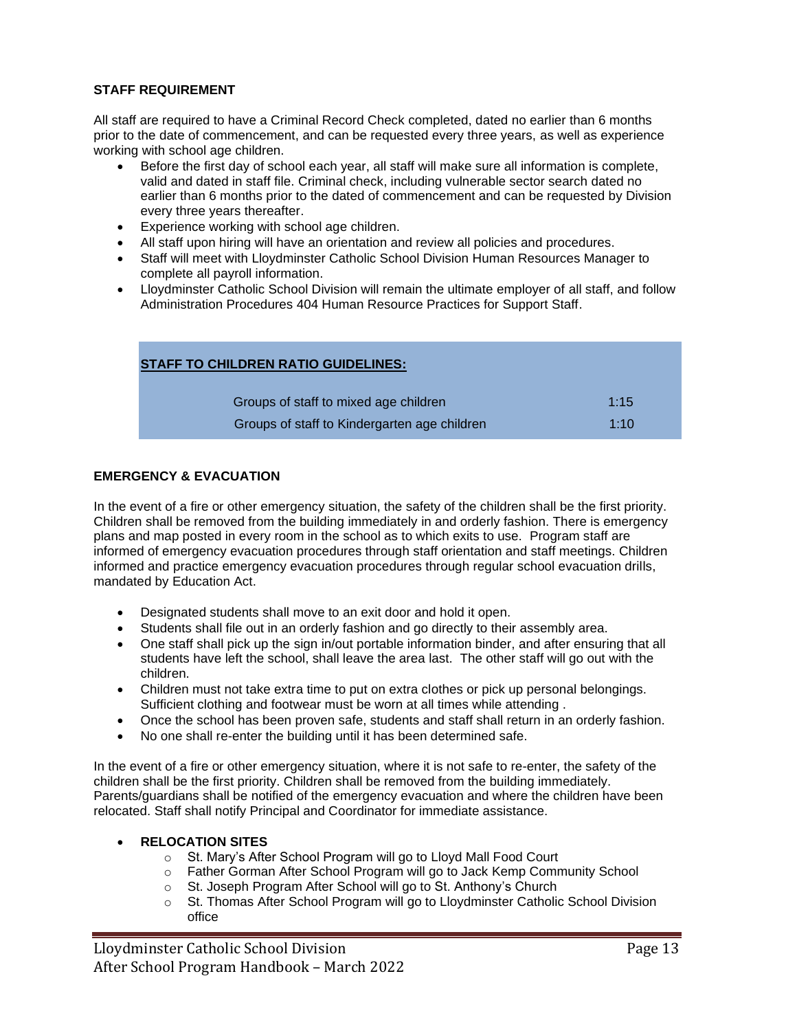### STAFF REQUIREMENT

All staff are required to have a Criminal Record Check completed, dated no earlier than 6 months prior to the date of commencement, and can be requested every three years, as well as experience working with school age children.

- Before the first day of school each year, all staff will make sure all information is complete, valid and dated in staff file. Criminal check, including vulnerable sector search dated no earlier than 6 months prior to the dated of commencement and can be requested by Division every three years thereafter.
- Experience working with school age children.
- All staff upon hiring will have an orientation and review all policies and procedures.
- Staff will meet with Lloydminster Catholic School Division Human Resources Manager to complete all payroll information.
- Lloydminster Catholic School Division will remain the ultimate employer of all staff, and follow Administration Procedures 404 Human Resource Practices for Support Staff.

**STAFF TO CHILDREN RATIO GUIDELINES:**

| Group | Ratio |
| --- | --- |
| Groups of staff to mixed age children | 1:15 |
| Groups of staff to Kindergarten age children | 1:10 |

### EMERGENCY & EVACUATION

In the event of a fire or other emergency situation, the safety of the children shall be the first priority. Children shall be removed from the building immediately in and orderly fashion. There is emergency plans and map posted in every room in the school as to which exits to use. Program staff are informed of emergency evacuation procedures through staff orientation and staff meetings. Children informed and practice emergency evacuation procedures through regular school evacuation drills, mandated by Education Act.

- Designated students shall move to an exit door and hold it open.
- Students shall file out in an orderly fashion and go directly to their assembly area.
- One staff shall pick up the sign in/out portable information binder, and after ensuring that all students have left the school, shall leave the area last. The other staff will go out with the children.
- Children must not take extra time to put on extra clothes or pick up personal belongings. Sufficient clothing and footwear must be worn at all times while attending .
- Once the school has been proven safe, students and staff shall return in an orderly fashion.
- No one shall re-enter the building until it has been determined safe.

In the event of a fire or other emergency situation, where it is not safe to re-enter, the safety of the children shall be the first priority. Children shall be removed from the building immediately. Parents/guardians shall be notified of the emergency evacuation and where the children have been relocated. Staff shall notify Principal and Coordinator for immediate assistance.

- **RELOCATION SITES**
  - St. Mary's After School Program will go to Lloyd Mall Food Court
  - Father Gorman After School Program will go to Jack Kemp Community School
  - St. Joseph Program After School will go to St. Anthony's Church
  - St. Thomas After School Program will go to Lloydminster Catholic School Division office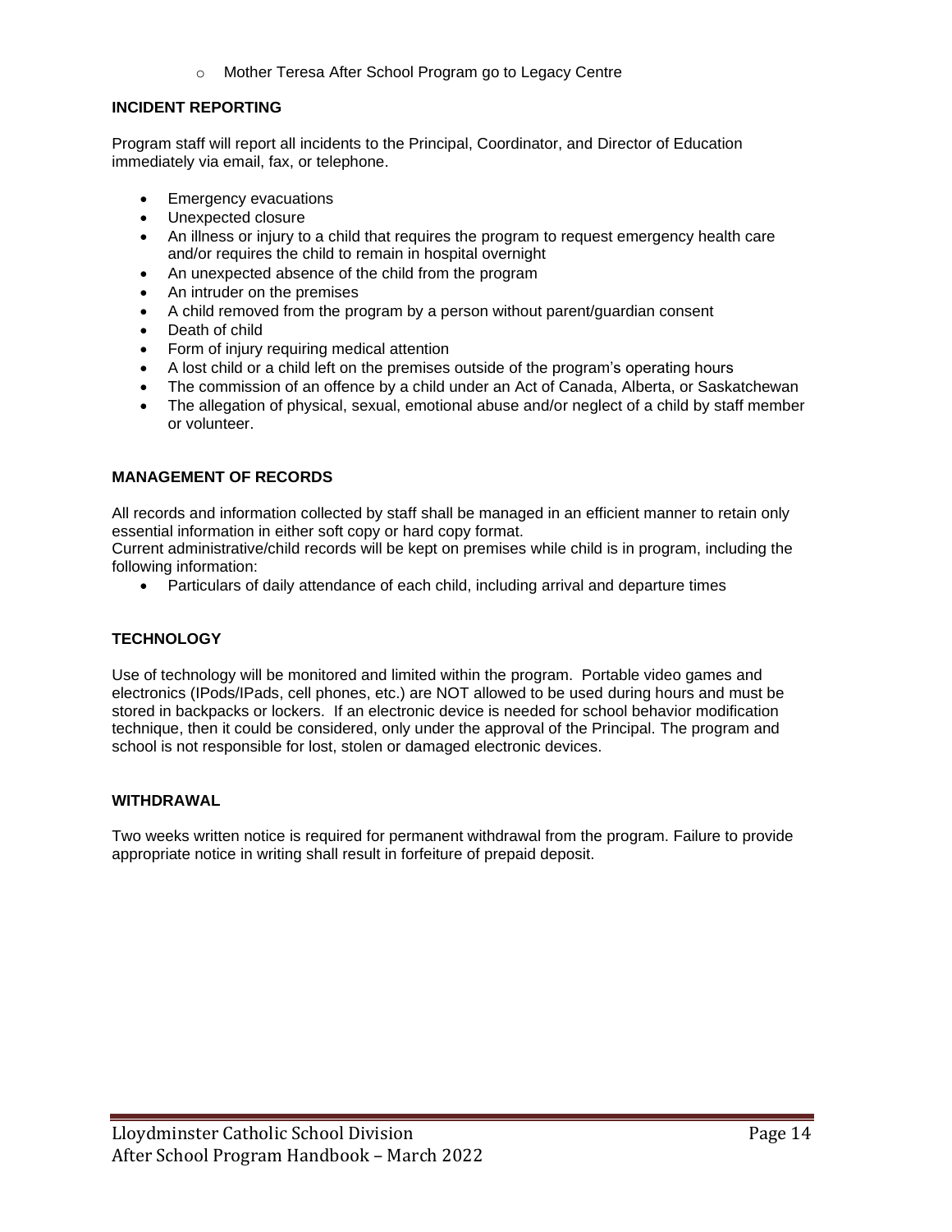- Mother Teresa After School Program go to Legacy Centre

**INCIDENT REPORTING**

Program staff will report all incidents to the Principal, Coordinator, and Director of Education immediately via email, fax, or telephone.

- Emergency evacuations
- Unexpected closure
- An illness or injury to a child that requires the program to request emergency health care and/or requires the child to remain in hospital overnight
- An unexpected absence of the child from the program
- An intruder on the premises
- A child removed from the program by a person without parent/guardian consent
- Death of child
- Form of injury requiring medical attention
- A lost child or a child left on the premises outside of the program's operating hours
- The commission of an offence by a child under an Act of Canada, Alberta, or Saskatchewan
- The allegation of physical, sexual, emotional abuse and/or neglect of a child by staff member or volunteer.

**MANAGEMENT OF RECORDS**

All records and information collected by staff shall be managed in an efficient manner to retain only essential information in either soft copy or hard copy format.
Current administrative/child records will be kept on premises while child is in program, including the following information:

- Particulars of daily attendance of each child, including arrival and departure times

**TECHNOLOGY**

Use of technology will be monitored and limited within the program. Portable video games and electronics (IPods/IPads, cell phones, etc.) are NOT allowed to be used during hours and must be stored in backpacks or lockers. If an electronic device is needed for school behavior modification technique, then it could be considered, only under the approval of the Principal. The program and school is not responsible for lost, stolen or damaged electronic devices.

**WITHDRAWAL**

Two weeks written notice is required for permanent withdrawal from the program. Failure to provide appropriate notice in writing shall result in forfeiture of prepaid deposit.